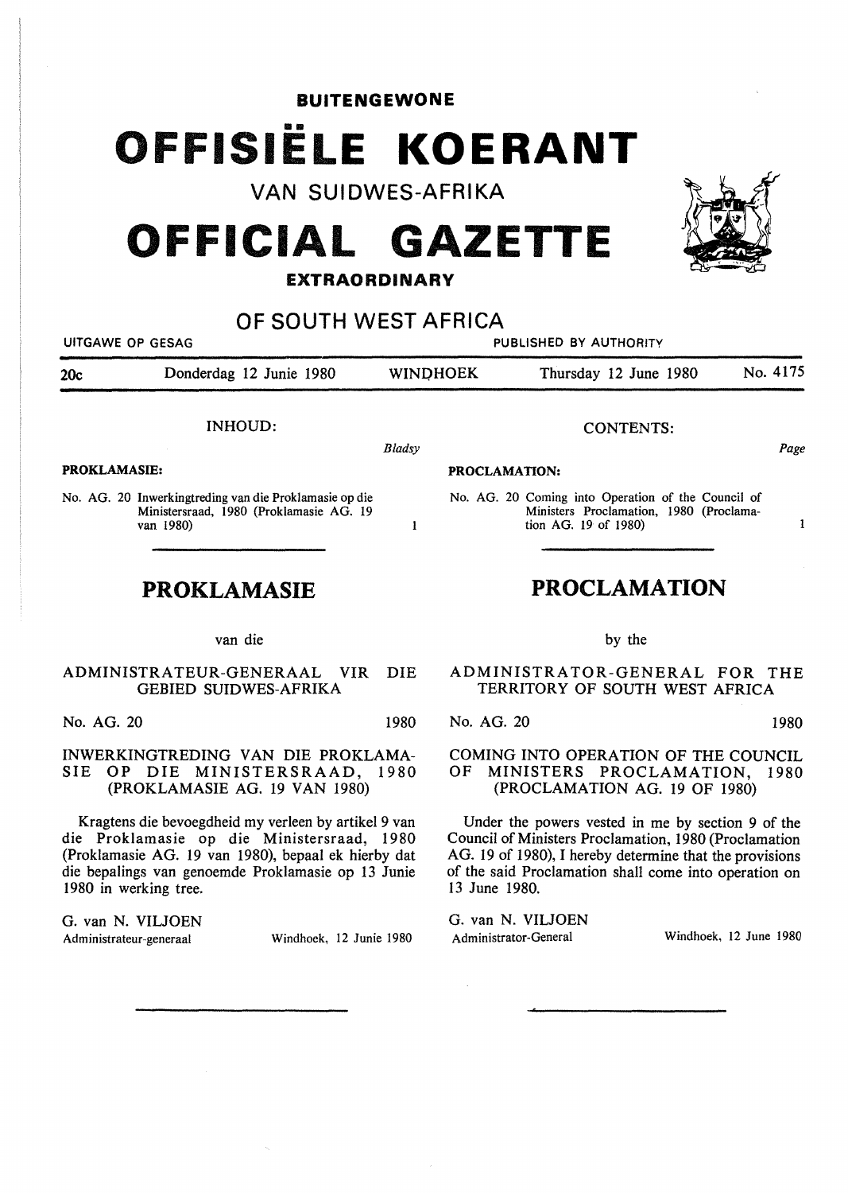**BUITENGEWONE**

# OFFISIËLE KOERANT

## VAN SUIDWES-AFRIKA

# OFFICIAL GAZETTE

**EXTRAORDINARY**

## OF SOUTH WEST AFRICA

UITGAWE OP GESAG — PUBLISHED BY AUTHORITY

| 20c | Donderdag 12 Junie 1980 | WINDHOEK | Thursday 12 June 1980 | No. 4175 |
|---|---|---|---|---|

INHOUD:

| | *Bladsy* |
|---|---|
| **PROKLAMASIE:** | |
| No. AG. 20 Inwerkingtreding van die Proklamasie op die Ministersraad, 1980 (Proklamasie AG. 19 van 1980) | 1 |

## PROKLAMASIE

van die

ADMINISTRATEUR-GENERAAL VIR DIE GEBIED SUIDWES-AFRIKA

No. AG. 20 1980

INWERKINGTREDING VAN DIE PROKLAMASIE OP DIE MINISTERSRAAD, 1980 (PROKLAMASIE AG. 19 VAN 1980)

Kragtens die bevoegdheid my verleen by artikel 9 van die Proklamasie op die Ministersraad, 1980 (Proklamasie AG. 19 van 1980), bepaal ek hierby dat die bepalings van genoemde Proklamasie op 13 Junie 1980 in werking tree.

G. van N. VILJOEN
Administrateur-generaal — Windhoek, 12 Junie 1980

CONTENTS:

| | *Page* |
|---|---|
| **PROCLAMATION:** | |
| No. AG. 20 Coming into Operation of the Council of Ministers Proclamation, 1980 (Proclamation AG. 19 of 1980) | 1 |

## PROCLAMATION

by the

ADMINISTRATOR-GENERAL FOR THE TERRITORY OF SOUTH WEST AFRICA

No. AG. 20 1980

COMING INTO OPERATION OF THE COUNCIL OF MINISTERS PROCLAMATION, 1980 (PROCLAMATION AG. 19 OF 1980)

Under the powers vested in me by section 9 of the Council of Ministers Proclamation, 1980 (Proclamation AG. 19 of 1980), I hereby determine that the provisions of the said Proclamation shall come into operation on 13 June 1980.

G. van N. VILJOEN
Administrator-General — Windhoek, 12 June 1980